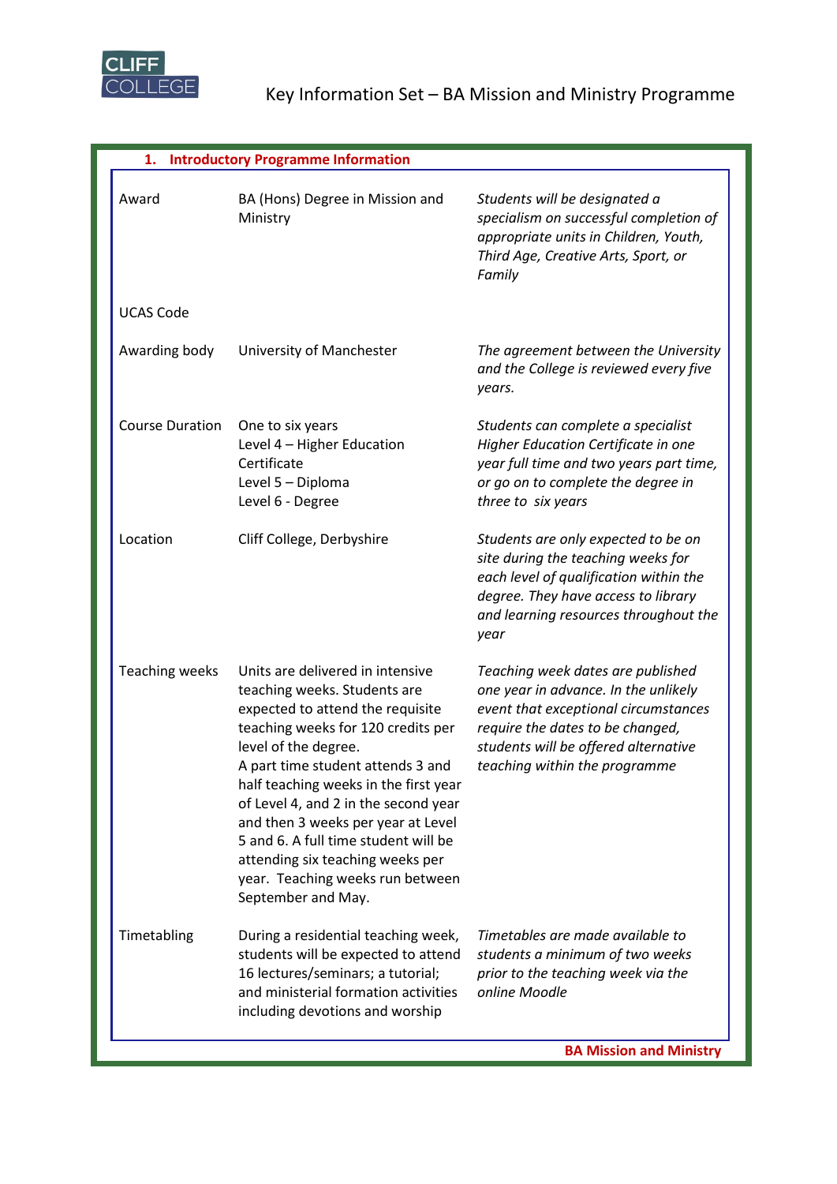# Key Information Set – BA Mission and Ministry Programme

## 1. Introductory Programme Information

| | | |
|---|---|---|
| Award | BA (Hons) Degree in Mission and Ministry | *Students will be designated a specialism on successful completion of appropriate units in Children, Youth, Third Age, Creative Arts, Sport, or Family* |
| UCAS Code | | |
| Awarding body | University of Manchester | *The agreement between the University and the College is reviewed every five years.* |
| Course Duration | One to six years<br>Level 4 – Higher Education Certificate<br>Level 5 – Diploma<br>Level 6 - Degree | *Students can complete a specialist Higher Education Certificate in one year full time and two years part time, or go on to complete the degree in three to six years* |
| Location | Cliff College, Derbyshire | *Students are only expected to be on site during the teaching weeks for each level of qualification within the degree. They have access to library and learning resources throughout the year* |
| Teaching weeks | Units are delivered in intensive teaching weeks. Students are expected to attend the requisite teaching weeks for 120 credits per level of the degree.<br>A part time student attends 3 and half teaching weeks in the first year of Level 4, and 2 in the second year and then 3 weeks per year at Level 5 and 6. A full time student will be attending six teaching weeks per year. Teaching weeks run between September and May. | *Teaching week dates are published one year in advance. In the unlikely event that exceptional circumstances require the dates to be changed, students will be offered alternative teaching within the programme* |
| Timetabling | During a residential teaching week, students will be expected to attend 16 lectures/seminars; a tutorial; and ministerial formation activities including devotions and worship | *Timetables are made available to students a minimum of two weeks prior to the teaching week via the online Moodle* |

**BA Mission and Ministry**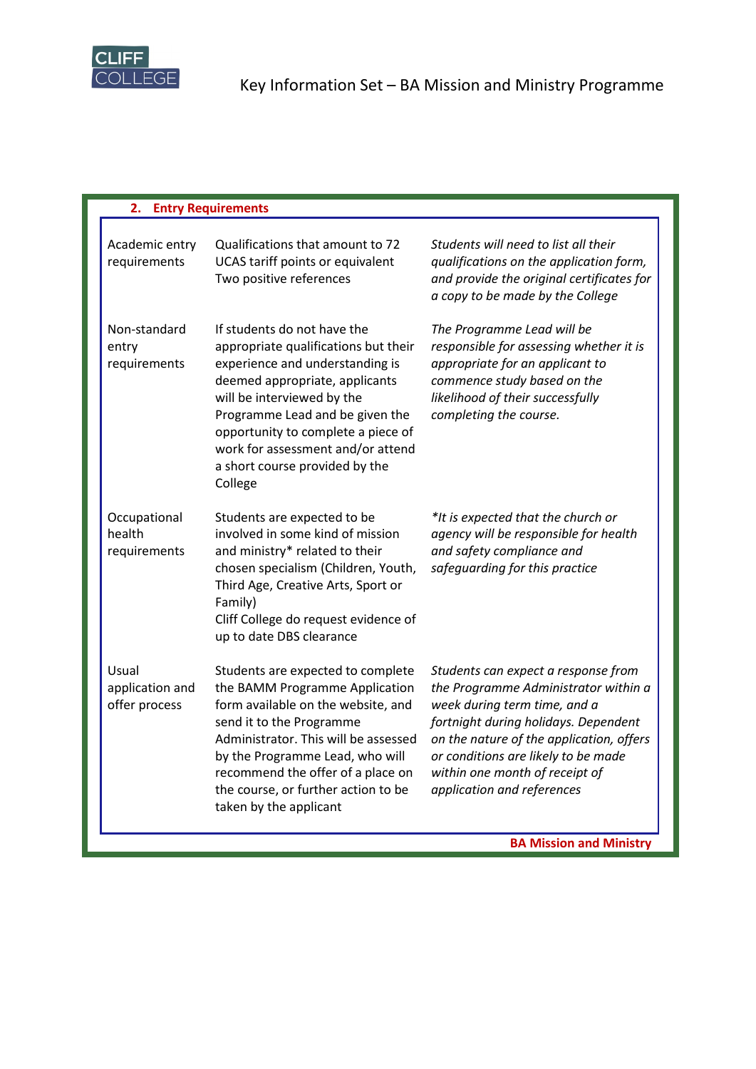## 2. Entry Requirements

| | | |
|---|---|---|
| Academic entry requirements | Qualifications that amount to 72 UCAS tariff points or equivalent<br>Two positive references | *Students will need to list all their qualifications on the application form, and provide the original certificates for a copy to be made by the College* |
| Non-standard entry requirements | If students do not have the appropriate qualifications but their experience and understanding is deemed appropriate, applicants will be interviewed by the Programme Lead and be given the opportunity to complete a piece of work for assessment and/or attend a short course provided by the College | *The Programme Lead will be responsible for assessing whether it is appropriate for an applicant to commence study based on the likelihood of their successfully completing the course.* |
| Occupational health requirements | Students are expected to be involved in some kind of mission and ministry* related to their chosen specialism (Children, Youth, Third Age, Creative Arts, Sport or Family)<br>Cliff College do request evidence of up to date DBS clearance | *\*It is expected that the church or agency will be responsible for health and safety compliance and safeguarding for this practice* |
| Usual application and offer process | Students are expected to complete the BAMM Programme Application form available on the website, and send it to the Programme Administrator. This will be assessed by the Programme Lead, who will recommend the offer of a place on the course, or further action to be taken by the applicant | *Students can expect a response from the Programme Administrator within a week during term time, and a fortnight during holidays. Dependent on the nature of the application, offers or conditions are likely to be made within one month of receipt of application and references* |

**BA Mission and Ministry**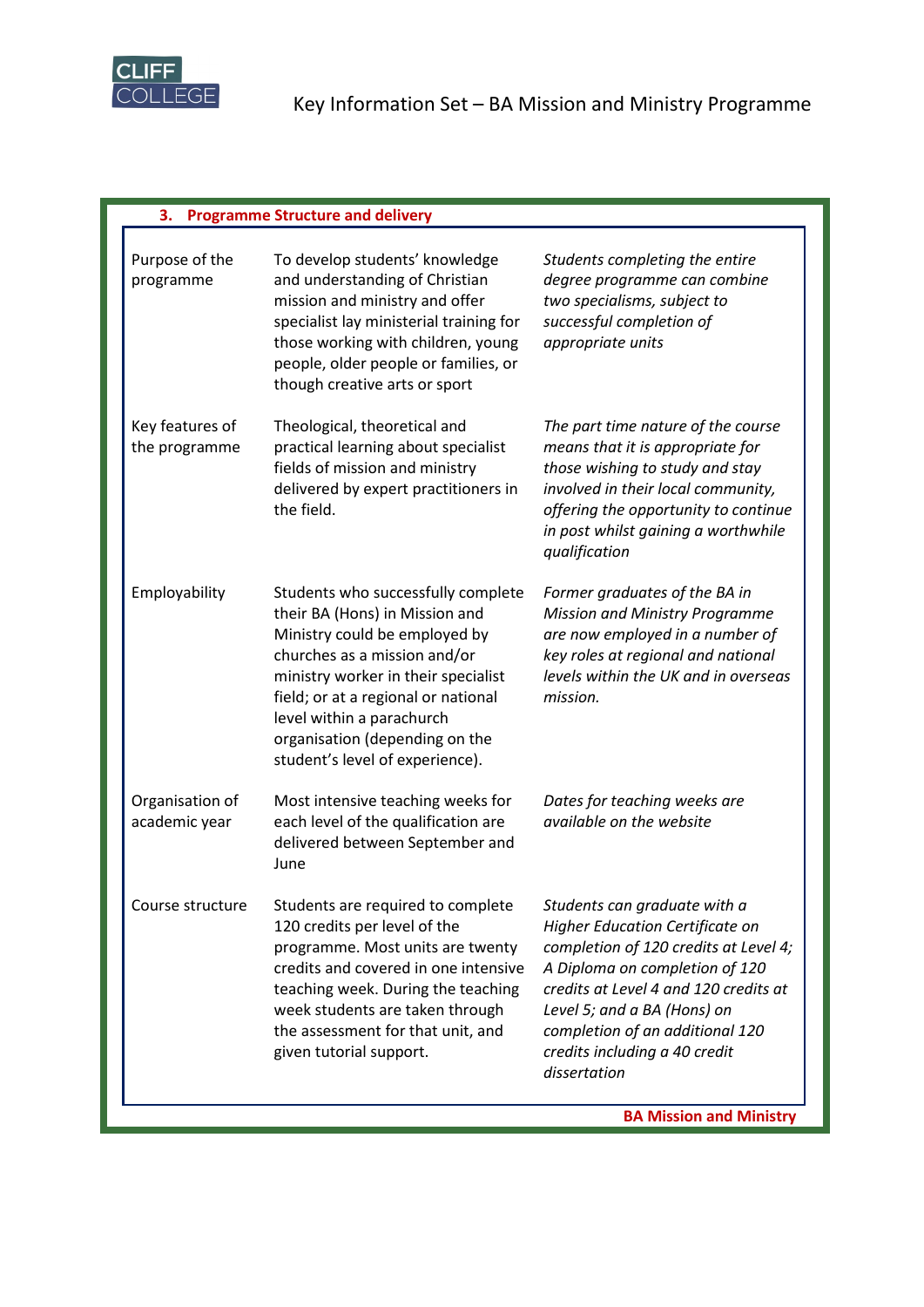## 3. Programme Structure and delivery

| | | |
|---|---|---|
| Purpose of the programme | To develop students' knowledge and understanding of Christian mission and ministry and offer specialist lay ministerial training for those working with children, young people, older people or families, or though creative arts or sport | *Students completing the entire degree programme can combine two specialisms, subject to successful completion of appropriate units* |
| Key features of the programme | Theological, theoretical and practical learning about specialist fields of mission and ministry delivered by expert practitioners in the field. | *The part time nature of the course means that it is appropriate for those wishing to study and stay involved in their local community, offering the opportunity to continue in post whilst gaining a worthwhile qualification* |
| Employability | Students who successfully complete their BA (Hons) in Mission and Ministry could be employed by churches as a mission and/or ministry worker in their specialist field; or at a regional or national level within a parachurch organisation (depending on the student's level of experience). | *Former graduates of the BA in Mission and Ministry Programme are now employed in a number of key roles at regional and national levels within the UK and in overseas mission.* |
| Organisation of academic year | Most intensive teaching weeks for each level of the qualification are delivered between September and June | *Dates for teaching weeks are available on the website* |
| Course structure | Students are required to complete 120 credits per level of the programme. Most units are twenty credits and covered in one intensive teaching week. During the teaching week students are taken through the assessment for that unit, and given tutorial support. | *Students can graduate with a Higher Education Certificate on completion of 120 credits at Level 4; A Diploma on completion of 120 credits at Level 4 and 120 credits at Level 5; and a BA (Hons) on completion of an additional 120 credits including a 40 credit dissertation* |

**BA Mission and Ministry**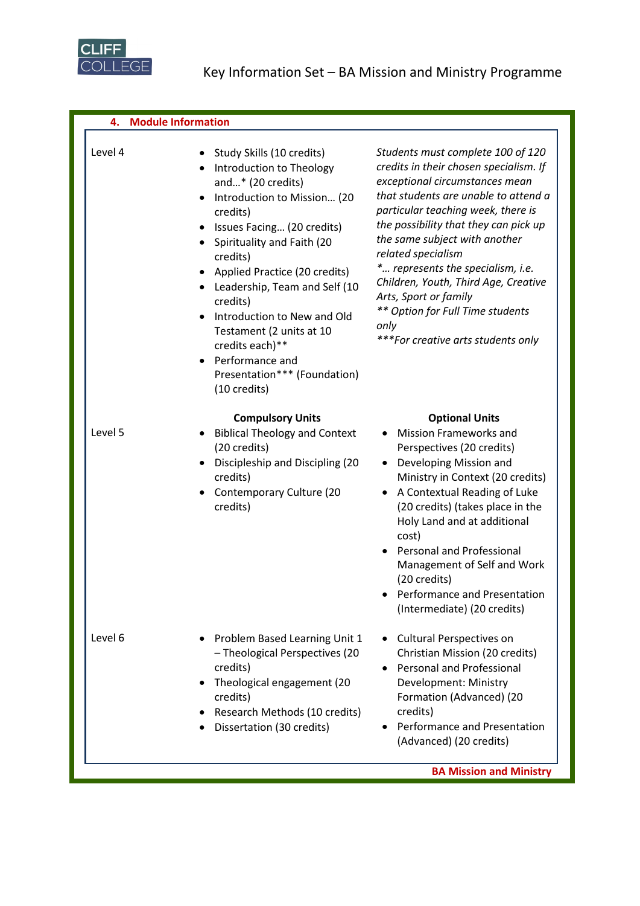## 4. Module Information

| | | |
|---|---|---|
| Level 4 | • Study Skills (10 credits)<br>• Introduction to Theology and…* (20 credits)<br>• Introduction to Mission… (20 credits)<br>• Issues Facing… (20 credits)<br>• Spirituality and Faith (20 credits)<br>• Applied Practice (20 credits)<br>• Leadership, Team and Self (10 credits)<br>• Introduction to New and Old Testament (2 units at 10 credits each)**<br>• Performance and Presentation*** (Foundation) (10 credits) | *Students must complete 100 of 120 credits in their chosen specialism. If exceptional circumstances mean that students are unable to attend a particular teaching week, there is the possibility that they can pick up the same subject with another related specialism*<br>**… represents the specialism, i.e. Children, Youth, Third Age, Creative Arts, Sport or family*<br>*** Option for Full Time students only*<br>****For creative arts students only* |
| | **Compulsory Units** | **Optional Units** |
| Level 5 | • Biblical Theology and Context (20 credits)<br>• Discipleship and Discipling (20 credits)<br>• Contemporary Culture (20 credits) | • Mission Frameworks and Perspectives (20 credits)<br>• Developing Mission and Ministry in Context (20 credits)<br>• A Contextual Reading of Luke (20 credits) (takes place in the Holy Land and at additional cost)<br>• Personal and Professional Management of Self and Work (20 credits)<br>• Performance and Presentation (Intermediate) (20 credits) |
| Level 6 | • Problem Based Learning Unit 1 – Theological Perspectives (20 credits)<br>• Theological engagement (20 credits)<br>• Research Methods (10 credits)<br>• Dissertation (30 credits) | • Cultural Perspectives on Christian Mission (20 credits)<br>• Personal and Professional Development: Ministry Formation (Advanced) (20 credits)<br>• Performance and Presentation (Advanced) (20 credits) |

**BA Mission and Ministry**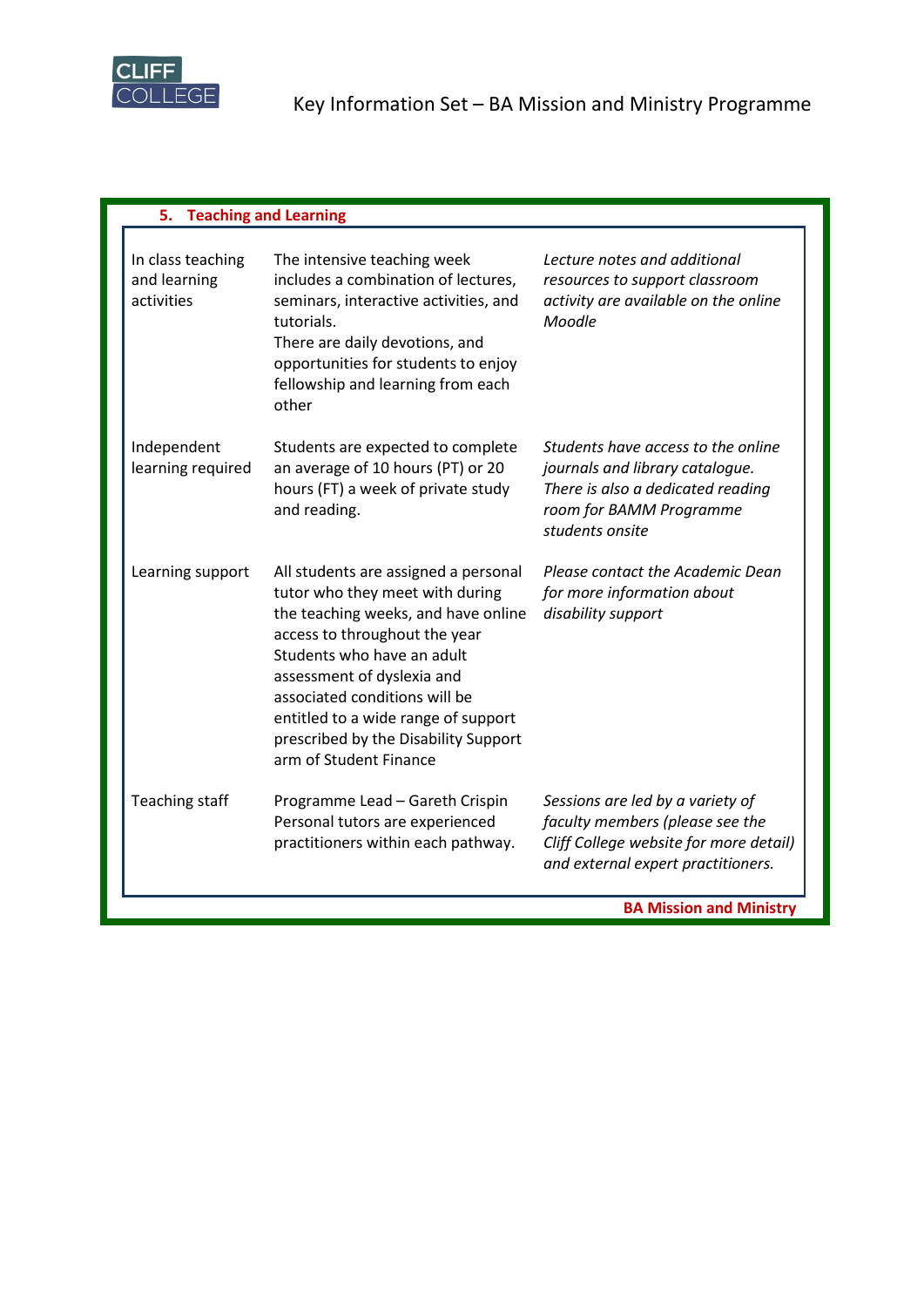## 5. Teaching and Learning

| | | |
|---|---|---|
| In class teaching and learning activities | The intensive teaching week includes a combination of lectures, seminars, interactive activities, and tutorials.<br>There are daily devotions, and opportunities for students to enjoy fellowship and learning from each other | *Lecture notes and additional resources to support classroom activity are available on the online Moodle* |
| Independent learning required | Students are expected to complete an average of 10 hours (PT) or 20 hours (FT) a week of private study and reading. | *Students have access to the online journals and library catalogue. There is also a dedicated reading room for BAMM Programme students onsite* |
| Learning support | All students are assigned a personal tutor who they meet with during the teaching weeks, and have online access to throughout the year<br>Students who have an adult assessment of dyslexia and associated conditions will be entitled to a wide range of support prescribed by the Disability Support arm of Student Finance | *Please contact the Academic Dean for more information about disability support* |
| Teaching staff | Programme Lead – Gareth Crispin<br>Personal tutors are experienced practitioners within each pathway. | *Sessions are led by a variety of faculty members (please see the Cliff College website for more detail) and external expert practitioners.* |

**BA Mission and Ministry**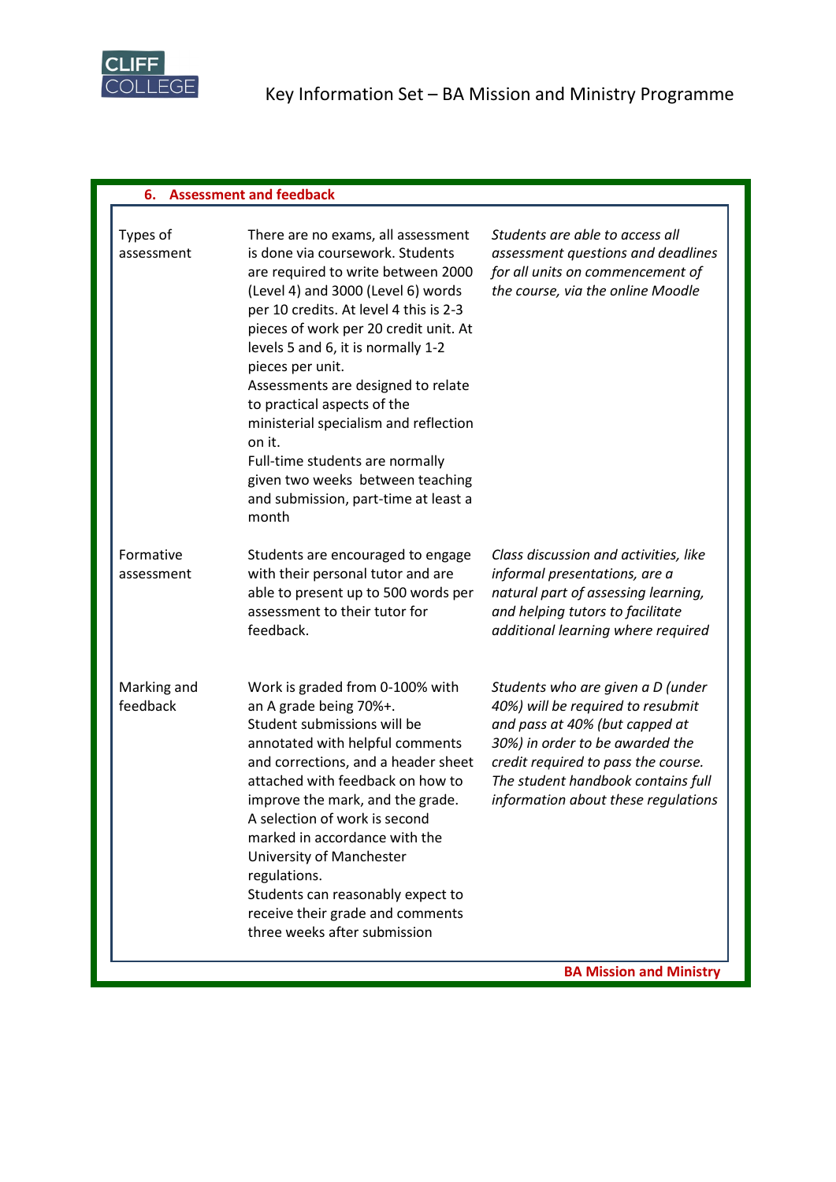## 6. Assessment and feedback

| | | |
|---|---|---|
| Types of assessment | There are no exams, all assessment is done via coursework. Students are required to write between 2000 (Level 4) and 3000 (Level 6) words per 10 credits. At level 4 this is 2-3 pieces of work per 20 credit unit. At levels 5 and 6, it is normally 1-2 pieces per unit.<br>Assessments are designed to relate to practical aspects of the ministerial specialism and reflection on it.<br>Full-time students are normally given two weeks between teaching and submission, part-time at least a month | *Students are able to access all assessment questions and deadlines for all units on commencement of the course, via the online Moodle* |
| Formative assessment | Students are encouraged to engage with their personal tutor and are able to present up to 500 words per assessment to their tutor for feedback. | *Class discussion and activities, like informal presentations, are a natural part of assessing learning, and helping tutors to facilitate additional learning where required* |
| Marking and feedback | Work is graded from 0-100% with an A grade being 70%+.<br>Student submissions will be annotated with helpful comments and corrections, and a header sheet attached with feedback on how to improve the mark, and the grade.<br>A selection of work is second marked in accordance with the University of Manchester regulations.<br>Students can reasonably expect to receive their grade and comments three weeks after submission | *Students who are given a D (under 40%) will be required to resubmit and pass at 40% (but capped at 30%) in order to be awarded the credit required to pass the course. The student handbook contains full information about these regulations* |

**BA Mission and Ministry**